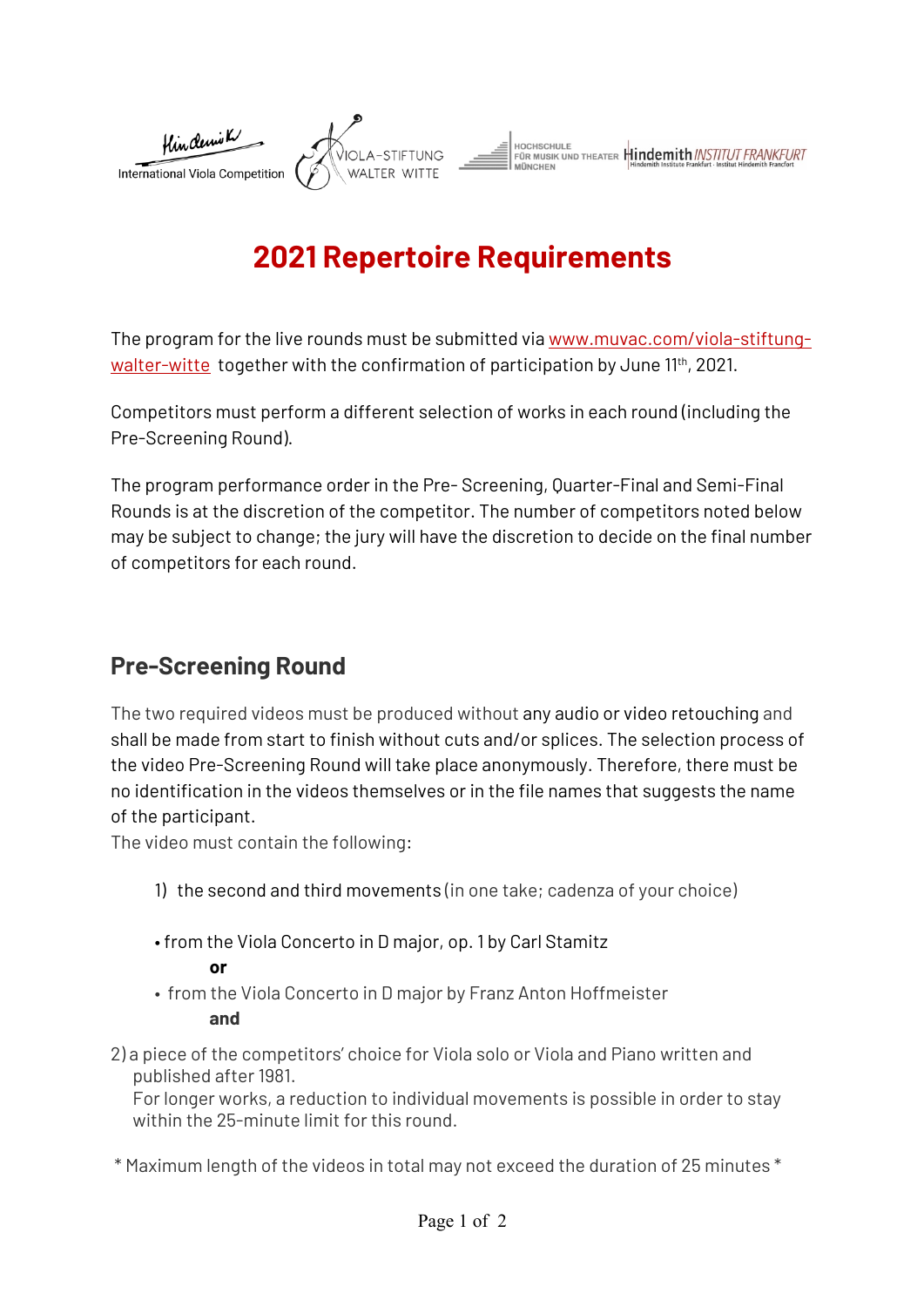# 2021 Repertoire Requirements

The program for the live rounds must be submitted via [www.muvac.com/viola-stiftung-walter-witte](http://www.muvac.com/viola-stiftung-walter-witte) together with the confirmation of participation by June 11th, 2021.

Competitors must perform a different selection of works in each round (including the Pre-Screening Round).

The program performance order in the Pre- Screening, Quarter-Final and Semi-Final Rounds is at the discretion of the competitor. The number of competitors noted below may be subject to change; the jury will have the discretion to decide on the final number of competitors for each round.

## Pre-Screening Round

The two required videos must be produced without any audio or video retouching and shall be made from start to finish without cuts and/or splices. The selection process of the video Pre-Screening Round will take place anonymously. Therefore, there must be no identification in the videos themselves or in the file names that suggests the name of the participant.
The video must contain the following:

1) the second and third movements (in one take; cadenza of your choice)

- from the Viola Concerto in D major, op. 1 by Carl Stamitz

  **or**

- from the Viola Concerto in D major by Franz Anton Hoffmeister

  **and**

2) a piece of the competitors' choice for Viola solo or Viola and Piano written and published after 1981.
   For longer works, a reduction to individual movements is possible in order to stay within the 25-minute limit for this round.

\* Maximum length of the videos in total may not exceed the duration of 25 minutes \*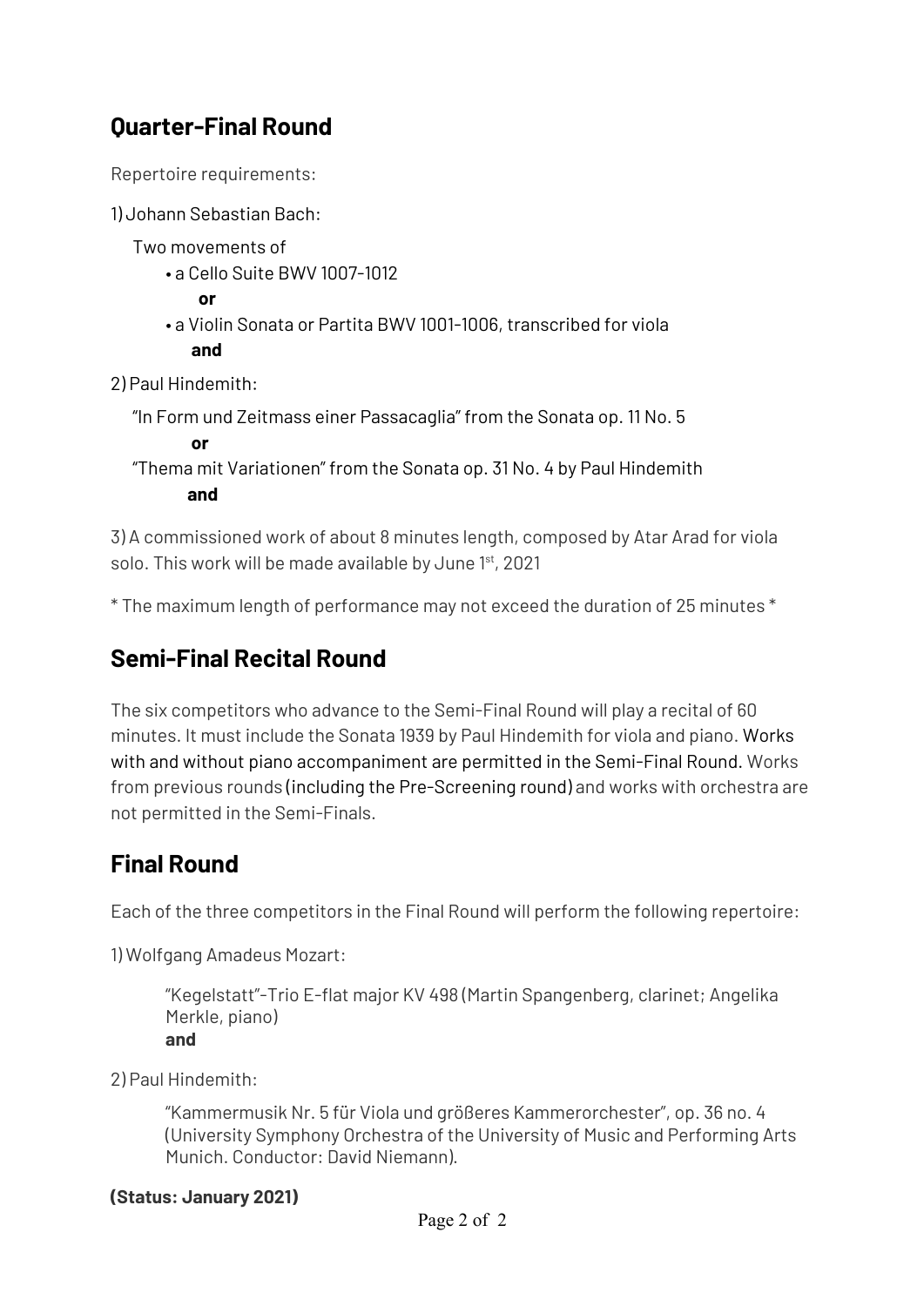## Quarter-Final Round

Repertoire requirements:

1) Johann Sebastian Bach:

Two movements of

- a Cello Suite BWV 1007-1012

  **or**

- a Violin Sonata or Partita BWV 1001-1006, transcribed for viola

  **and**

2) Paul Hindemith:

"In Form und Zeitmass einer Passacaglia" from the Sonata op. 11 No. 5

**or**

"Thema mit Variationen" from the Sonata op. 31 No. 4 by Paul Hindemith

**and**

3) A commissioned work of about 8 minutes length, composed by Atar Arad for viola solo. This work will be made available by June 1st, 2021

* The maximum length of performance may not exceed the duration of 25 minutes *

## Semi-Final Recital Round

The six competitors who advance to the Semi-Final Round will play a recital of 60 minutes. It must include the Sonata 1939 by Paul Hindemith for viola and piano. Works with and without piano accompaniment are permitted in the Semi-Final Round. Works from previous rounds (including the Pre-Screening round) and works with orchestra are not permitted in the Semi-Finals.

## Final Round

Each of the three competitors in the Final Round will perform the following repertoire:

1) Wolfgang Amadeus Mozart:

"Kegelstatt"-Trio E-flat major KV 498 (Martin Spangenberg, clarinet; Angelika Merkle, piano)

**and**

2) Paul Hindemith:

"Kammermusik Nr. 5 für Viola und größeres Kammerorchester", op. 36 no. 4 (University Symphony Orchestra of the University of Music and Performing Arts Munich. Conductor: David Niemann).

**(Status: January 2021)**